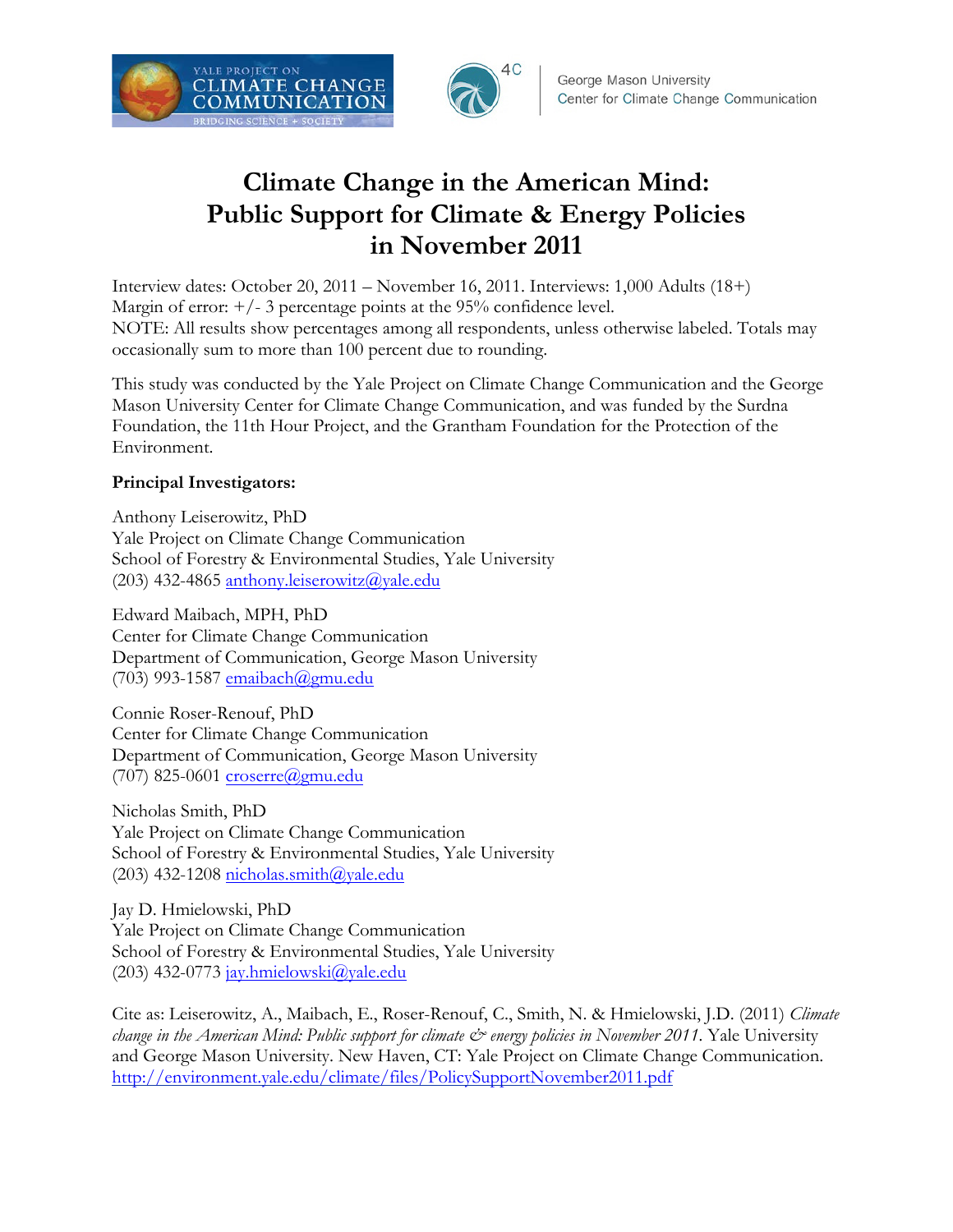# Climate Change in the American Mind: Public Support for Climate & Energy Policies in November 2011

Interview dates: October 20, 2011 – November 16, 2011. Interviews: 1,000 Adults (18+)
Margin of error: +/- 3 percentage points at the 95% confidence level.
NOTE: All results show percentages among all respondents, unless otherwise labeled. Totals may occasionally sum to more than 100 percent due to rounding.

This study was conducted by the Yale Project on Climate Change Communication and the George Mason University Center for Climate Change Communication, and was funded by the Surdna Foundation, the 11th Hour Project, and the Grantham Foundation for the Protection of the Environment.

**Principal Investigators:**

Anthony Leiserowitz, PhD
Yale Project on Climate Change Communication
School of Forestry & Environmental Studies, Yale University
(203) 432-4865 anthony.leiserowitz@yale.edu

Edward Maibach, MPH, PhD
Center for Climate Change Communication
Department of Communication, George Mason University
(703) 993-1587 emaibach@gmu.edu

Connie Roser-Renouf, PhD
Center for Climate Change Communication
Department of Communication, George Mason University
(707) 825-0601 croserre@gmu.edu

Nicholas Smith, PhD
Yale Project on Climate Change Communication
School of Forestry & Environmental Studies, Yale University
(203) 432-1208 nicholas.smith@yale.edu

Jay D. Hmielowski, PhD
Yale Project on Climate Change Communication
School of Forestry & Environmental Studies, Yale University
(203) 432-0773 jay.hmielowski@yale.edu

Cite as: Leiserowitz, A., Maibach, E., Roser-Renouf, C., Smith, N. & Hmielowski, J.D. (2011) *Climate change in the American Mind: Public support for climate & energy policies in November 2011*. Yale University and George Mason University. New Haven, CT: Yale Project on Climate Change Communication. http://environment.yale.edu/climate/files/PolicySupportNovember2011.pdf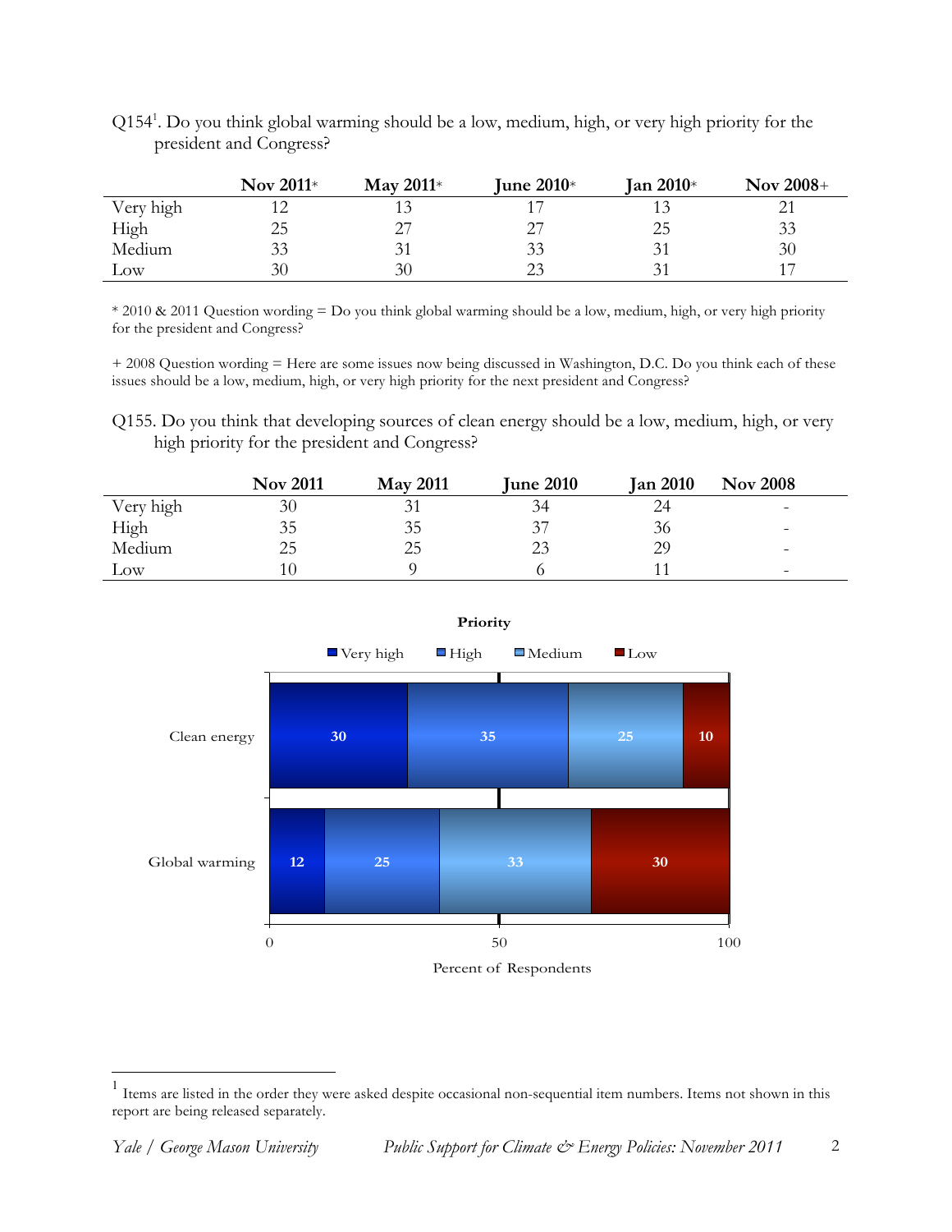Q154[1]. Do you think global warming should be a low, medium, high, or very high priority for the president and Congress?

| | Nov 2011* | May 2011* | June 2010* | Jan 2010* | Nov 2008+ |
|---|---|---|---|---|---|
| Very high | 12 | 13 | 17 | 13 | 21 |
| High | 25 | 27 | 27 | 25 | 33 |
| Medium | 33 | 31 | 33 | 31 | 30 |
| Low | 30 | 30 | 23 | 31 | 17 |

* 2010 & 2011 Question wording = Do you think global warming should be a low, medium, high, or very high priority for the president and Congress?

+ 2008 Question wording = Here are some issues now being discussed in Washington, D.C. Do you think each of these issues should be a low, medium, high, or very high priority for the next president and Congress?

Q155. Do you think that developing sources of clean energy should be a low, medium, high, or very high priority for the president and Congress?

| | Nov 2011 | May 2011 | June 2010 | Jan 2010 | Nov 2008 |
|---|---|---|---|---|---|
| Very high | 30 | 31 | 34 | 24 | - |
| High | 35 | 35 | 37 | 36 | - |
| Medium | 25 | 25 | 23 | 29 | - |
| Low | 10 | 9 | 6 | 11 | - |

**Priority**

| | Very high | High | Medium | Low |
|---|---|---|---|---|
| Clean energy | 30 | 35 | 25 | 10 |
| Global warming | 12 | 25 | 33 | 30 |

Percent of Respondents

[1] Items are listed in the order they were asked despite occasional non-sequential item numbers. Items not shown in this report are being released separately.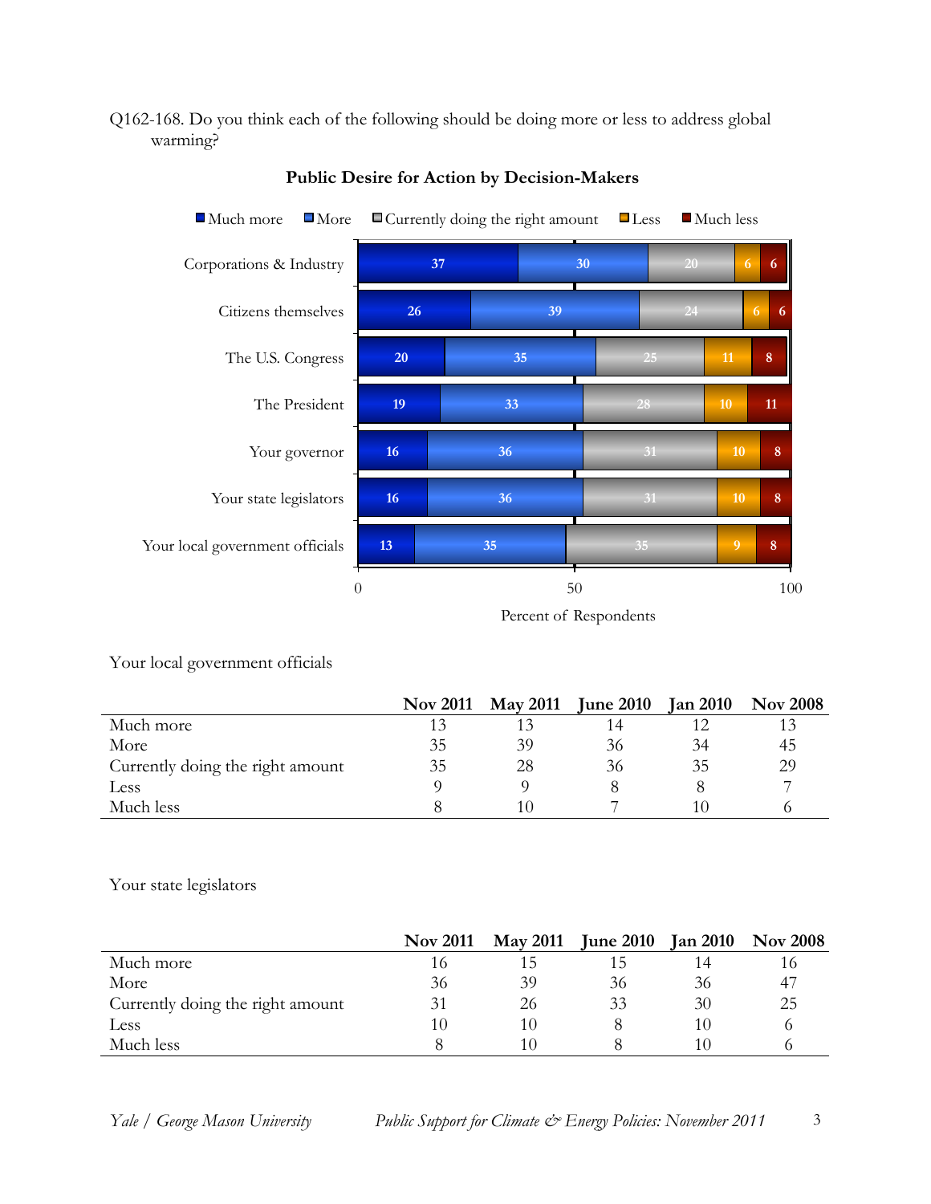Q162-168. Do you think each of the following should be doing more or less to address global warming?

**Public Desire for Action by Decision-Makers**

| | Much more | More | Currently doing the right amount | Less | Much less |
|---|---|---|---|---|---|
| Corporations & Industry | 37 | 30 | 20 | 6 | 6 |
| Citizens themselves | 26 | 39 | 24 | 6 | 6 |
| The U.S. Congress | 20 | 35 | 25 | 11 | 8 |
| The President | 19 | 33 | 28 | 10 | 11 |
| Your governor | 16 | 36 | 31 | 10 | 8 |
| Your state legislators | 16 | 36 | 31 | 10 | 8 |
| Your local government officials | 13 | 35 | 35 | 9 | 8 |

Percent of Respondents

Your local government officials

| | Nov 2011 | May 2011 | June 2010 | Jan 2010 | Nov 2008 |
|---|---|---|---|---|---|
| Much more | 13 | 13 | 14 | 12 | 13 |
| More | 35 | 39 | 36 | 34 | 45 |
| Currently doing the right amount | 35 | 28 | 36 | 35 | 29 |
| Less | 9 | 9 | 8 | 8 | 7 |
| Much less | 8 | 10 | 7 | 10 | 6 |

Your state legislators

| | Nov 2011 | May 2011 | June 2010 | Jan 2010 | Nov 2008 |
|---|---|---|---|---|---|
| Much more | 16 | 15 | 15 | 14 | 16 |
| More | 36 | 39 | 36 | 36 | 47 |
| Currently doing the right amount | 31 | 26 | 33 | 30 | 25 |
| Less | 10 | 10 | 8 | 10 | 6 |
| Much less | 8 | 10 | 8 | 10 | 6 |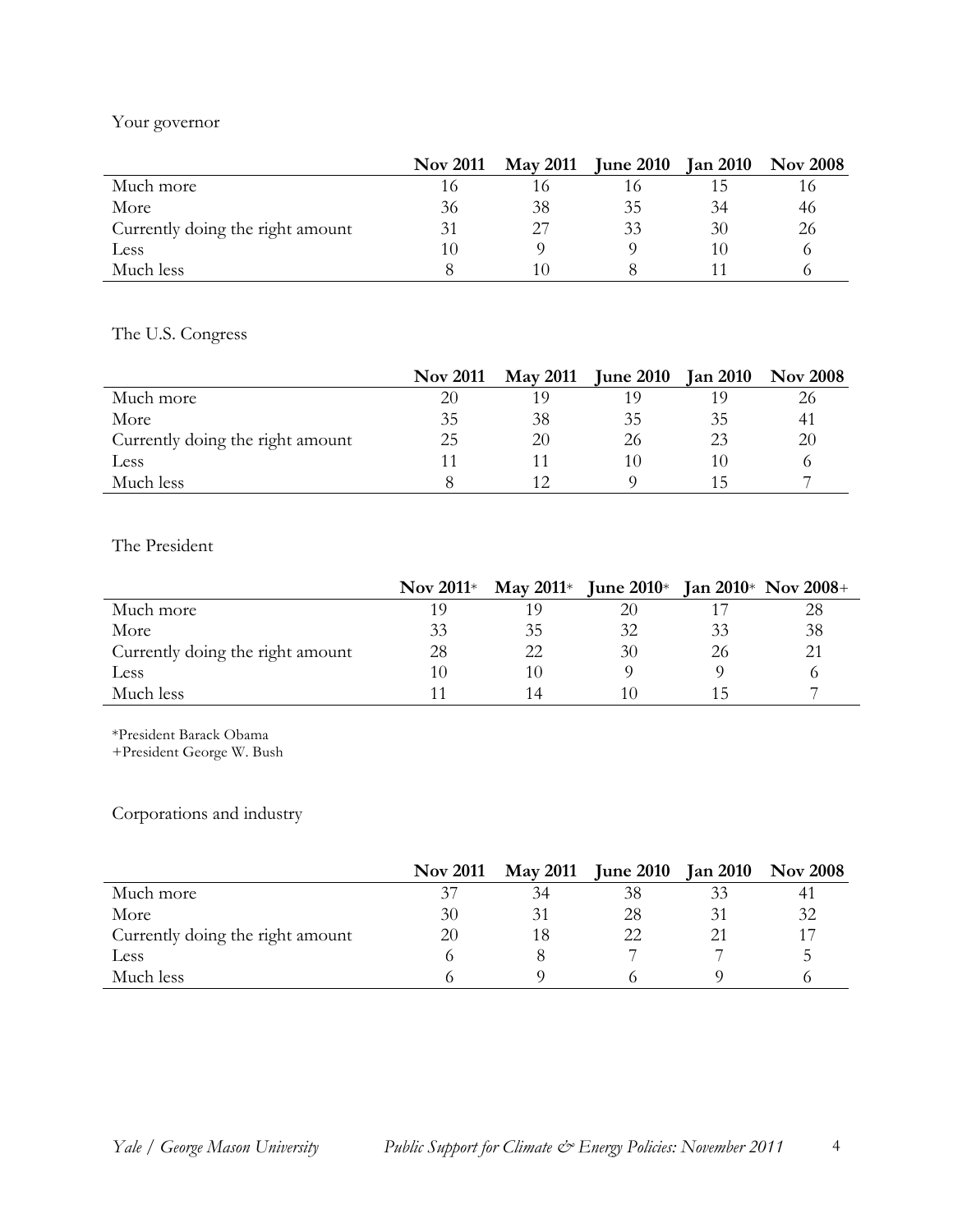Your governor

| | Nov 2011 | May 2011 | June 2010 | Jan 2010 | Nov 2008 |
|---|---|---|---|---|---|
| Much more | 16 | 16 | 16 | 15 | 16 |
| More | 36 | 38 | 35 | 34 | 46 |
| Currently doing the right amount | 31 | 27 | 33 | 30 | 26 |
| Less | 10 | 9 | 9 | 10 | 6 |
| Much less | 8 | 10 | 8 | 11 | 6 |

The U.S. Congress

| | Nov 2011 | May 2011 | June 2010 | Jan 2010 | Nov 2008 |
|---|---|---|---|---|---|
| Much more | 20 | 19 | 19 | 19 | 26 |
| More | 35 | 38 | 35 | 35 | 41 |
| Currently doing the right amount | 25 | 20 | 26 | 23 | 20 |
| Less | 11 | 11 | 10 | 10 | 6 |
| Much less | 8 | 12 | 9 | 15 | 7 |

The President

| | Nov 2011* | May 2011* | June 2010* | Jan 2010* | Nov 2008+ |
|---|---|---|---|---|---|
| Much more | 19 | 19 | 20 | 17 | 28 |
| More | 33 | 35 | 32 | 33 | 38 |
| Currently doing the right amount | 28 | 22 | 30 | 26 | 21 |
| Less | 10 | 10 | 9 | 9 | 6 |
| Much less | 11 | 14 | 10 | 15 | 7 |

*President Barack Obama
+President George W. Bush

Corporations and industry

| | Nov 2011 | May 2011 | June 2010 | Jan 2010 | Nov 2008 |
|---|---|---|---|---|---|
| Much more | 37 | 34 | 38 | 33 | 41 |
| More | 30 | 31 | 28 | 31 | 32 |
| Currently doing the right amount | 20 | 18 | 22 | 21 | 17 |
| Less | 6 | 8 | 7 | 7 | 5 |
| Much less | 6 | 9 | 6 | 9 | 6 |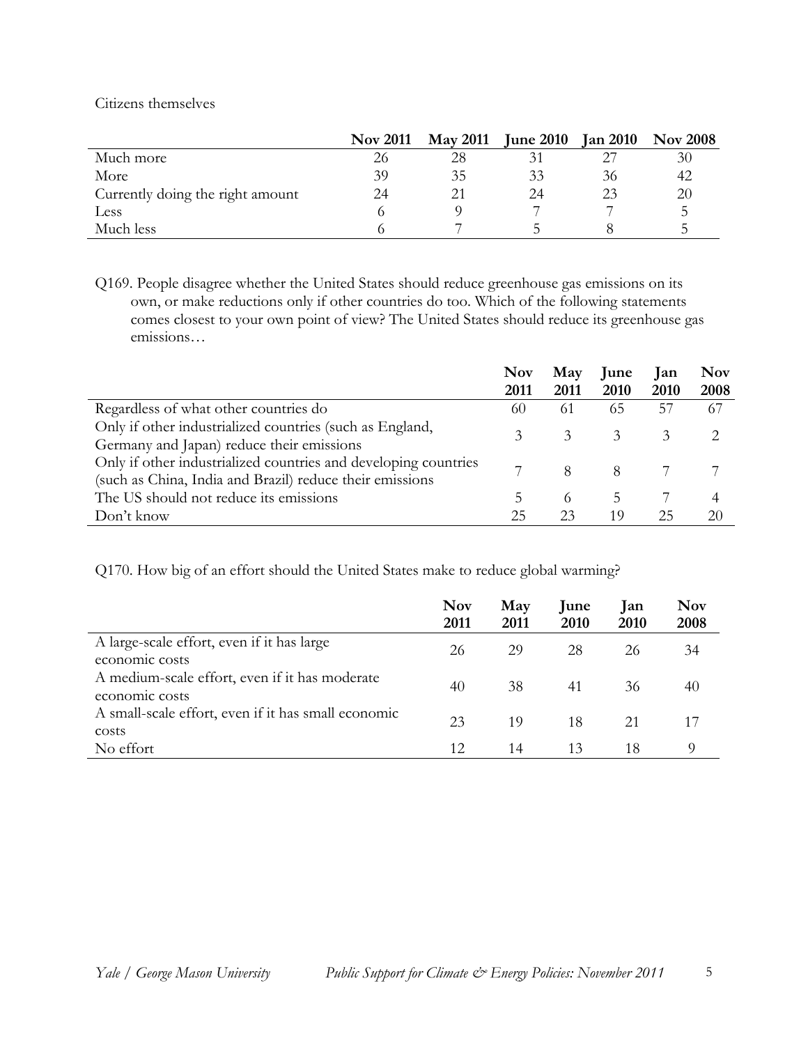Citizens themselves

| | Nov 2011 | May 2011 | June 2010 | Jan 2010 | Nov 2008 |
|---|---|---|---|---|---|
| Much more | 26 | 28 | 31 | 27 | 30 |
| More | 39 | 35 | 33 | 36 | 42 |
| Currently doing the right amount | 24 | 21 | 24 | 23 | 20 |
| Less | 6 | 9 | 7 | 7 | 5 |
| Much less | 6 | 7 | 5 | 8 | 5 |

Q169. People disagree whether the United States should reduce greenhouse gas emissions on its own, or make reductions only if other countries do too. Which of the following statements comes closest to your own point of view? The United States should reduce its greenhouse gas emissions…

| | Nov 2011 | May 2011 | June 2010 | Jan 2010 | Nov 2008 |
|---|---|---|---|---|---|
| Regardless of what other countries do | 60 | 61 | 65 | 57 | 67 |
| Only if other industrialized countries (such as England, Germany and Japan) reduce their emissions | 3 | 3 | 3 | 3 | 2 |
| Only if other industrialized countries and developing countries (such as China, India and Brazil) reduce their emissions | 7 | 8 | 8 | 7 | 7 |
| The US should not reduce its emissions | 5 | 6 | 5 | 7 | 4 |
| Don't know | 25 | 23 | 19 | 25 | 20 |

Q170. How big of an effort should the United States make to reduce global warming?

| | Nov 2011 | May 2011 | June 2010 | Jan 2010 | Nov 2008 |
|---|---|---|---|---|---|
| A large-scale effort, even if it has large economic costs | 26 | 29 | 28 | 26 | 34 |
| A medium-scale effort, even if it has moderate economic costs | 40 | 38 | 41 | 36 | 40 |
| A small-scale effort, even if it has small economic costs | 23 | 19 | 18 | 21 | 17 |
| No effort | 12 | 14 | 13 | 18 | 9 |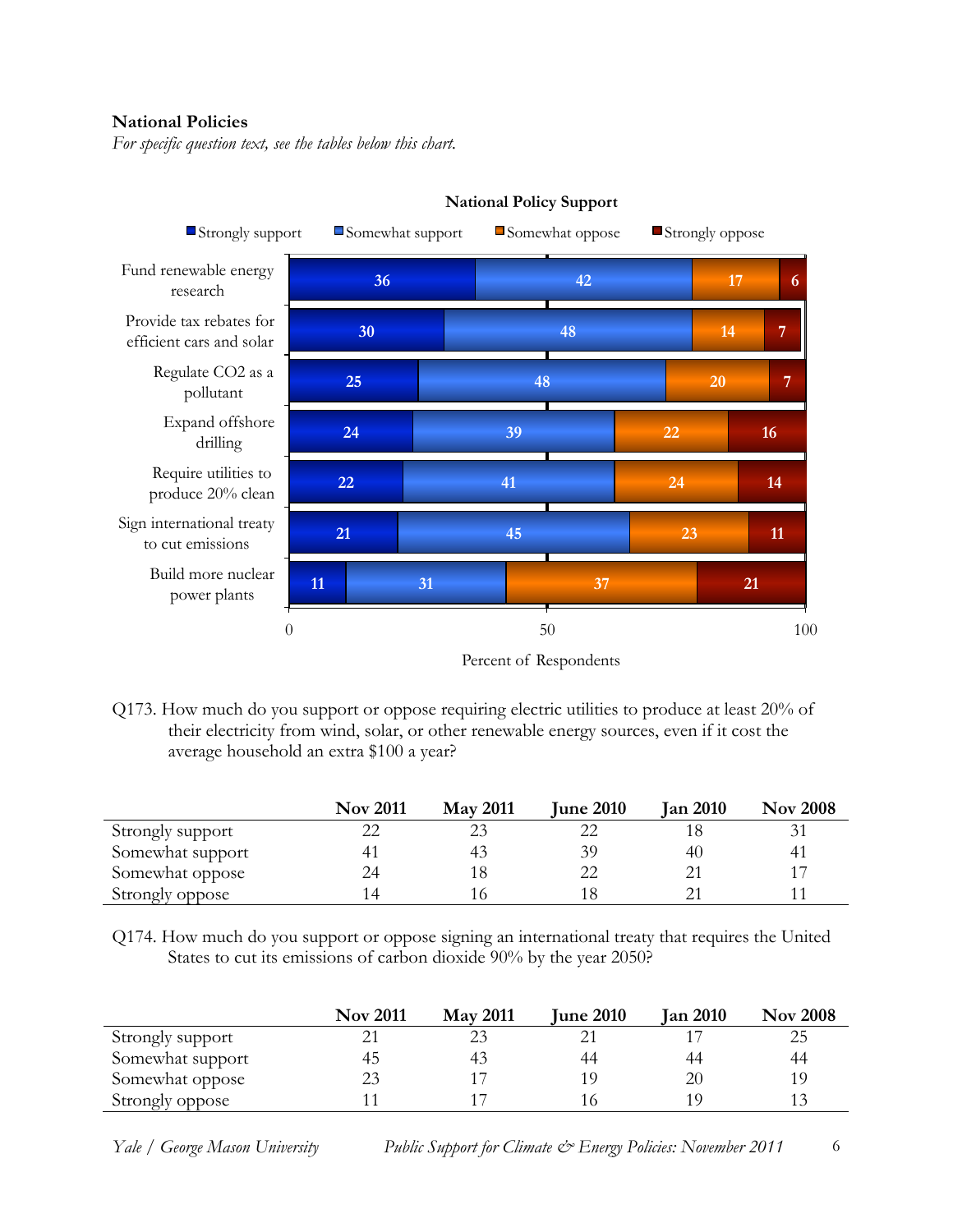**National Policies**

*For specific question text, see the tables below this chart.*

**National Policy Support**

| | Strongly support | Somewhat support | Somewhat oppose | Strongly oppose |
|---|---|---|---|---|
| Fund renewable energy research | 36 | 42 | 17 | 6 |
| Provide tax rebates for efficient cars and solar | 30 | 48 | 14 | 7 |
| Regulate CO2 as a pollutant | 25 | 48 | 20 | 7 |
| Expand offshore drilling | 24 | 39 | 22 | 16 |
| Require utilities to produce 20% clean | 22 | 41 | 24 | 14 |
| Sign international treaty to cut emissions | 21 | 45 | 23 | 11 |
| Build more nuclear power plants | 11 | 31 | 37 | 21 |

Percent of Respondents

Q173. How much do you support or oppose requiring electric utilities to produce at least 20% of their electricity from wind, solar, or other renewable energy sources, even if it cost the average household an extra $100 a year?

| | Nov 2011 | May 2011 | June 2010 | Jan 2010 | Nov 2008 |
|---|---|---|---|---|---|
| Strongly support | 22 | 23 | 22 | 18 | 31 |
| Somewhat support | 41 | 43 | 39 | 40 | 41 |
| Somewhat oppose | 24 | 18 | 22 | 21 | 17 |
| Strongly oppose | 14 | 16 | 18 | 21 | 11 |

Q174. How much do you support or oppose signing an international treaty that requires the United States to cut its emissions of carbon dioxide 90% by the year 2050?

| | Nov 2011 | May 2011 | June 2010 | Jan 2010 | Nov 2008 |
|---|---|---|---|---|---|
| Strongly support | 21 | 23 | 21 | 17 | 25 |
| Somewhat support | 45 | 43 | 44 | 44 | 44 |
| Somewhat oppose | 23 | 17 | 19 | 20 | 19 |
| Strongly oppose | 11 | 17 | 16 | 19 | 13 |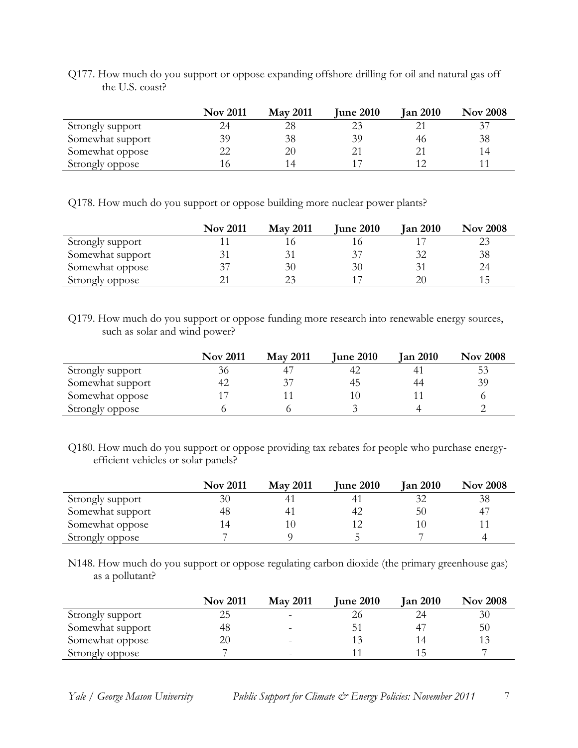Q177. How much do you support or oppose expanding offshore drilling for oil and natural gas off the U.S. coast?

| | Nov 2011 | May 2011 | June 2010 | Jan 2010 | Nov 2008 |
|---|---|---|---|---|---|
| Strongly support | 24 | 28 | 23 | 21 | 37 |
| Somewhat support | 39 | 38 | 39 | 46 | 38 |
| Somewhat oppose | 22 | 20 | 21 | 21 | 14 |
| Strongly oppose | 16 | 14 | 17 | 12 | 11 |

Q178. How much do you support or oppose building more nuclear power plants?

| | Nov 2011 | May 2011 | June 2010 | Jan 2010 | Nov 2008 |
|---|---|---|---|---|---|
| Strongly support | 11 | 16 | 16 | 17 | 23 |
| Somewhat support | 31 | 31 | 37 | 32 | 38 |
| Somewhat oppose | 37 | 30 | 30 | 31 | 24 |
| Strongly oppose | 21 | 23 | 17 | 20 | 15 |

Q179. How much do you support or oppose funding more research into renewable energy sources, such as solar and wind power?

| | Nov 2011 | May 2011 | June 2010 | Jan 2010 | Nov 2008 |
|---|---|---|---|---|---|
| Strongly support | 36 | 47 | 42 | 41 | 53 |
| Somewhat support | 42 | 37 | 45 | 44 | 39 |
| Somewhat oppose | 17 | 11 | 10 | 11 | 6 |
| Strongly oppose | 6 | 6 | 3 | 4 | 2 |

Q180. How much do you support or oppose providing tax rebates for people who purchase energy-efficient vehicles or solar panels?

| | Nov 2011 | May 2011 | June 2010 | Jan 2010 | Nov 2008 |
|---|---|---|---|---|---|
| Strongly support | 30 | 41 | 41 | 32 | 38 |
| Somewhat support | 48 | 41 | 42 | 50 | 47 |
| Somewhat oppose | 14 | 10 | 12 | 10 | 11 |
| Strongly oppose | 7 | 9 | 5 | 7 | 4 |

N148. How much do you support or oppose regulating carbon dioxide (the primary greenhouse gas) as a pollutant?

| | Nov 2011 | May 2011 | June 2010 | Jan 2010 | Nov 2008 |
|---|---|---|---|---|---|
| Strongly support | 25 | - | 26 | 24 | 30 |
| Somewhat support | 48 | - | 51 | 47 | 50 |
| Somewhat oppose | 20 | - | 13 | 14 | 13 |
| Strongly oppose | 7 | - | 11 | 15 | 7 |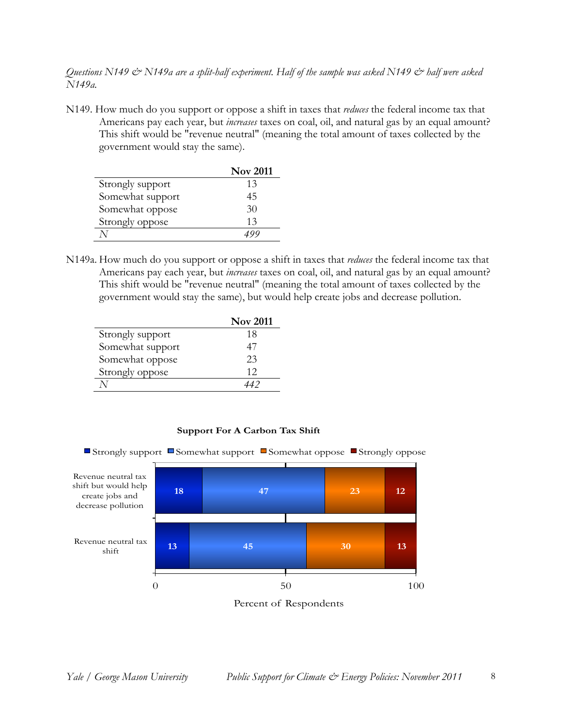*Questions N149 & N149a are a split-half experiment. Half of the sample was asked N149 & half were asked N149a.*

N149. How much do you support or oppose a shift in taxes that *reduces* the federal income tax that Americans pay each year, but *increases* taxes on coal, oil, and natural gas by an equal amount? This shift would be "revenue neutral" (meaning the total amount of taxes collected by the government would stay the same).

| | Nov 2011 |
|---|---|
| Strongly support | 13 |
| Somewhat support | 45 |
| Somewhat oppose | 30 |
| Strongly oppose | 13 |
| *N* | *499* |

N149a. How much do you support or oppose a shift in taxes that *reduces* the federal income tax that Americans pay each year, but *increases* taxes on coal, oil, and natural gas by an equal amount? This shift would be "revenue neutral" (meaning the total amount of taxes collected by the government would stay the same), but would help create jobs and decrease pollution.

| | Nov 2011 |
|---|---|
| Strongly support | 18 |
| Somewhat support | 47 |
| Somewhat oppose | 23 |
| Strongly oppose | 12 |
| *N* | *442* |

**Support For A Carbon Tax Shift**

| | Strongly support | Somewhat support | Somewhat oppose | Strongly oppose |
|---|---|---|---|---|
| Revenue neutral tax shift but would help create jobs and decrease pollution | 18 | 47 | 23 | 12 |
| Revenue neutral tax shift | 13 | 45 | 30 | 13 |

Percent of Respondents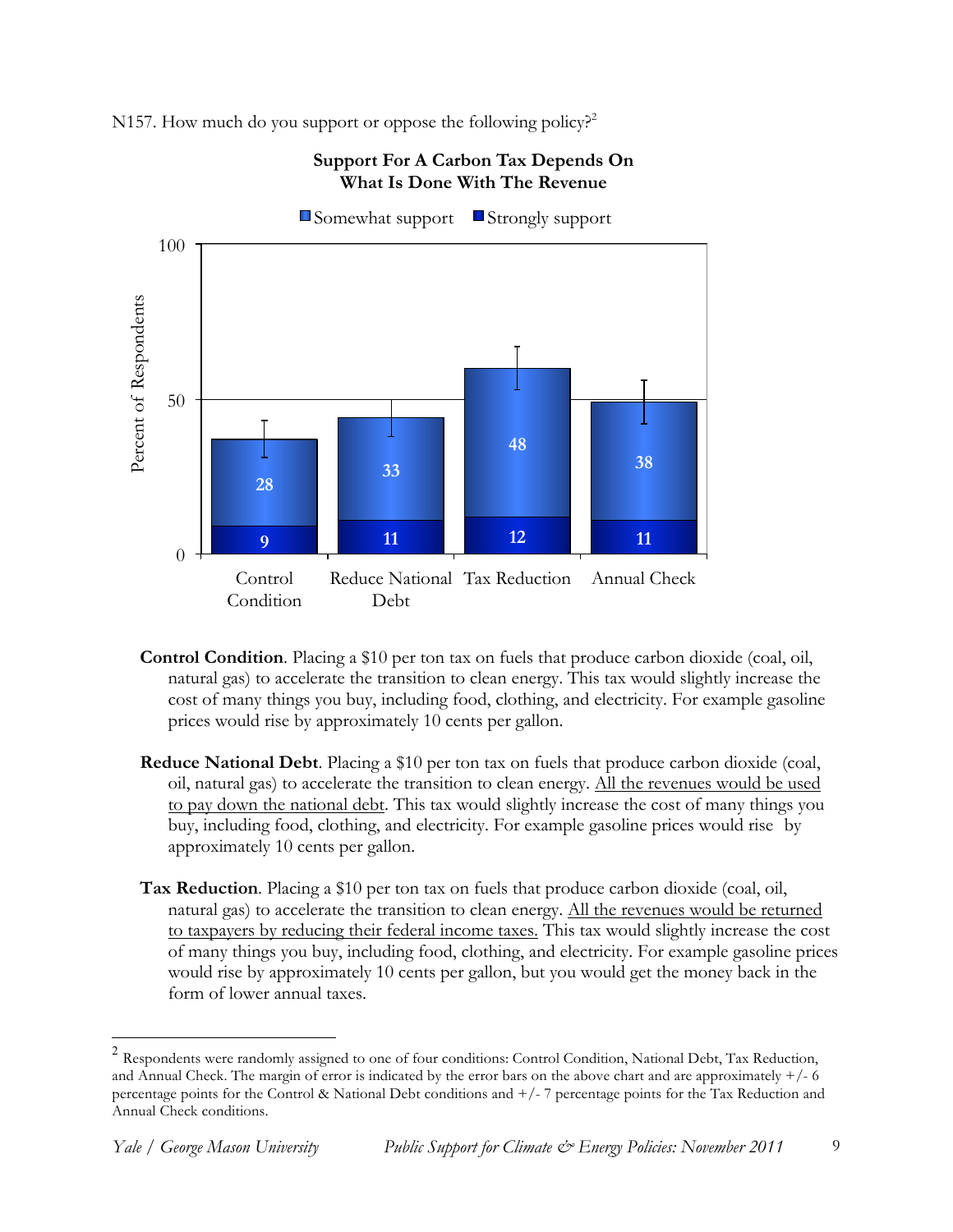N157. How much do you support or oppose the following policy?[2]

**Support For A Carbon Tax Depends On What Is Done With The Revenue**

| | Control Condition | Reduce National Debt | Tax Reduction | Annual Check |
|---|---|---|---|---|
| Somewhat support | 28 | 33 | 48 | 38 |
| Strongly support | 9 | 11 | 12 | 11 |

**Control Condition**. Placing a $10 per ton tax on fuels that produce carbon dioxide (coal, oil, natural gas) to accelerate the transition to clean energy. This tax would slightly increase the cost of many things you buy, including food, clothing, and electricity. For example gasoline prices would rise by approximately 10 cents per gallon.

**Reduce National Debt**. Placing a $10 per ton tax on fuels that produce carbon dioxide (coal, oil, natural gas) to accelerate the transition to clean energy. All the revenues would be used to pay down the national debt. This tax would slightly increase the cost of many things you buy, including food, clothing, and electricity. For example gasoline prices would rise by approximately 10 cents per gallon.

**Tax Reduction**. Placing a $10 per ton tax on fuels that produce carbon dioxide (coal, oil, natural gas) to accelerate the transition to clean energy. All the revenues would be returned to taxpayers by reducing their federal income taxes. This tax would slightly increase the cost of many things you buy, including food, clothing, and electricity. For example gasoline prices would rise by approximately 10 cents per gallon, but you would get the money back in the form of lower annual taxes.

---

[2] Respondents were randomly assigned to one of four conditions: Control Condition, National Debt, Tax Reduction, and Annual Check. The margin of error is indicated by the error bars on the above chart and are approximately +/- 6 percentage points for the Control & National Debt conditions and +/- 7 percentage points for the Tax Reduction and Annual Check conditions.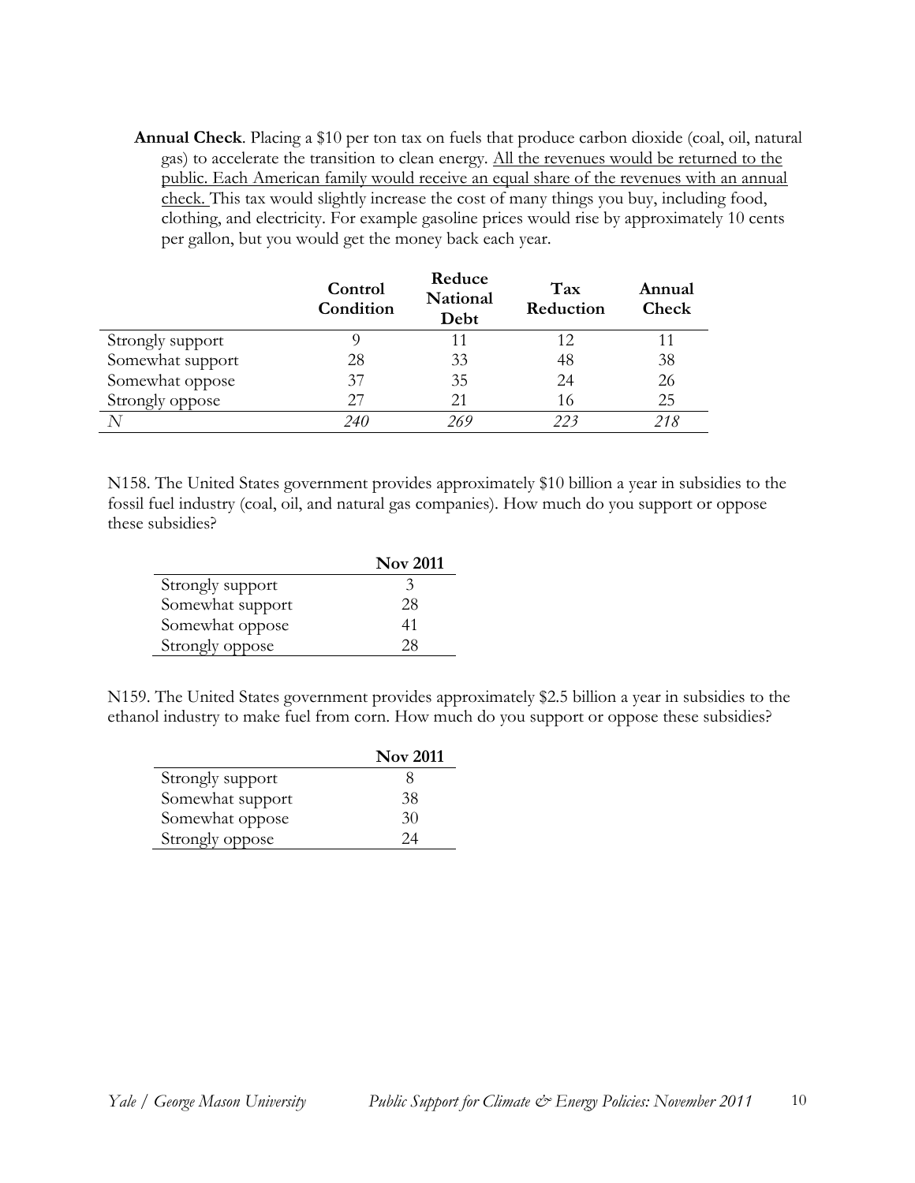**Annual Check**. Placing a $10 per ton tax on fuels that produce carbon dioxide (coal, oil, natural gas) to accelerate the transition to clean energy. <u>All the revenues would be returned to the public. Each American family would receive an equal share of the revenues with an annual check.</u> This tax would slightly increase the cost of many things you buy, including food, clothing, and electricity. For example gasoline prices would rise by approximately 10 cents per gallon, but you would get the money back each year.

| | Control Condition | Reduce National Debt | Tax Reduction | Annual Check |
|---|---|---|---|---|
| Strongly support | 9 | 11 | 12 | 11 |
| Somewhat support | 28 | 33 | 48 | 38 |
| Somewhat oppose | 37 | 35 | 24 | 26 |
| Strongly oppose | 27 | 21 | 16 | 25 |
| *N* | *240* | *269* | *223* | *218* |

N158. The United States government provides approximately $10 billion a year in subsidies to the fossil fuel industry (coal, oil, and natural gas companies). How much do you support or oppose these subsidies?

| | Nov 2011 |
|---|---|
| Strongly support | 3 |
| Somewhat support | 28 |
| Somewhat oppose | 41 |
| Strongly oppose | 28 |

N159. The United States government provides approximately $2.5 billion a year in subsidies to the ethanol industry to make fuel from corn. How much do you support or oppose these subsidies?

| | Nov 2011 |
|---|---|
| Strongly support | 8 |
| Somewhat support | 38 |
| Somewhat oppose | 30 |
| Strongly oppose | 24 |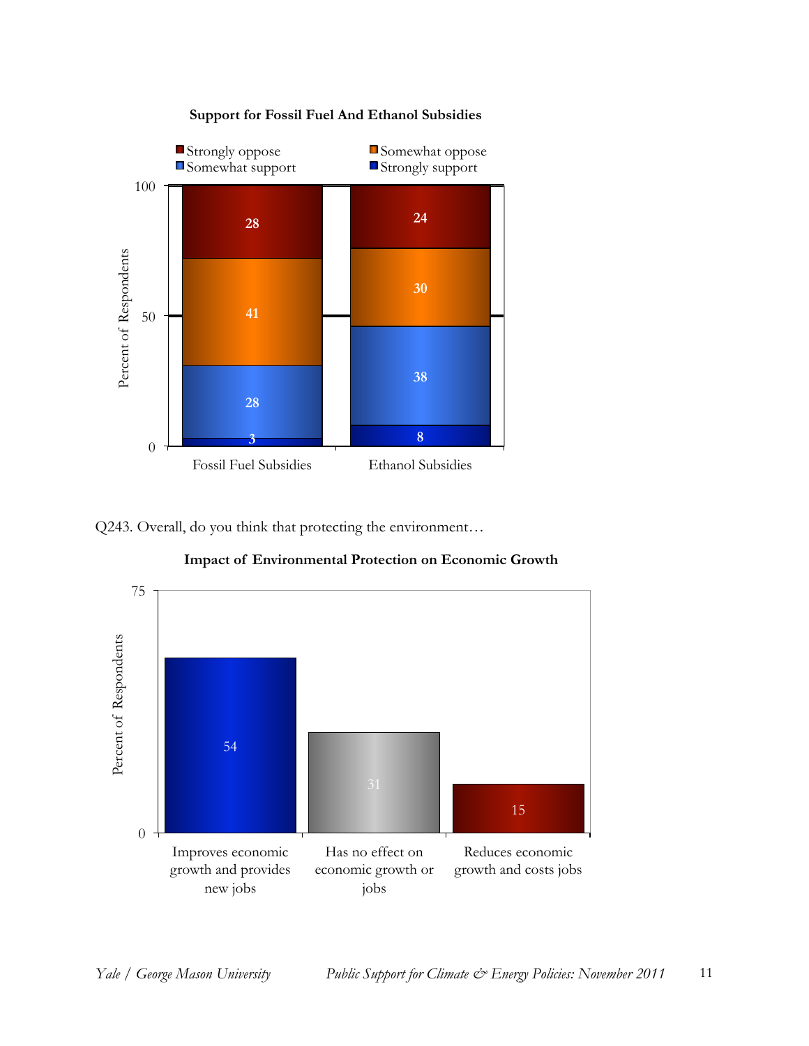**Support for Fossil Fuel And Ethanol Subsidies**

| | Strongly oppose | Somewhat oppose | Somewhat support | Strongly support |
|---|---|---|---|---|
| Fossil Fuel Subsidies | 28 | 41 | 28 | 3 |
| Ethanol Subsidies | 24 | 30 | 38 | 8 |

Q243. Overall, do you think that protecting the environment…

**Impact of Environmental Protection on Economic Growth**

| Response | Percent of Respondents |
|---|---|
| Improves economic growth and provides new jobs | 54 |
| Has no effect on economic growth or jobs | 31 |
| Reduces economic growth and costs jobs | 15 |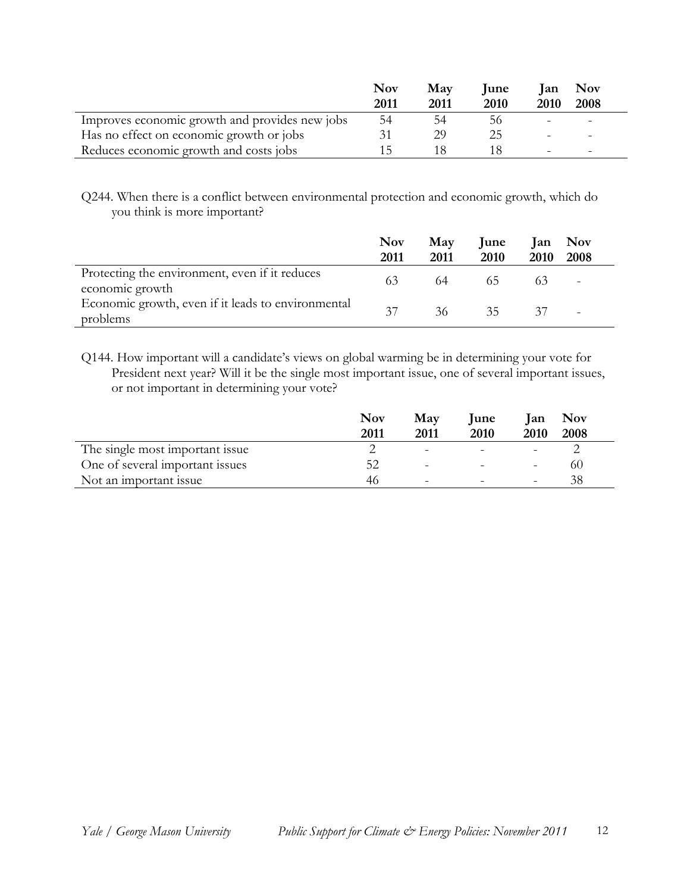| | Nov 2011 | May 2011 | June 2010 | Jan 2010 | Nov 2008 |
|---|---|---|---|---|---|
| Improves economic growth and provides new jobs | 54 | 54 | 56 | - | - |
| Has no effect on economic growth or jobs | 31 | 29 | 25 | - | - |
| Reduces economic growth and costs jobs | 15 | 18 | 18 | - | - |

Q244. When there is a conflict between environmental protection and economic growth, which do you think is more important?

| | Nov 2011 | May 2011 | June 2010 | Jan 2010 | Nov 2008 |
|---|---|---|---|---|---|
| Protecting the environment, even if it reduces economic growth | 63 | 64 | 65 | 63 | - |
| Economic growth, even if it leads to environmental problems | 37 | 36 | 35 | 37 | - |

Q144. How important will a candidate's views on global warming be in determining your vote for President next year? Will it be the single most important issue, one of several important issues, or not important in determining your vote?

| | Nov 2011 | May 2011 | June 2010 | Jan 2010 | Nov 2008 |
|---|---|---|---|---|---|
| The single most important issue | 2 | - | - | - | 2 |
| One of several important issues | 52 | - | - | - | 60 |
| Not an important issue | 46 | - | - | - | 38 |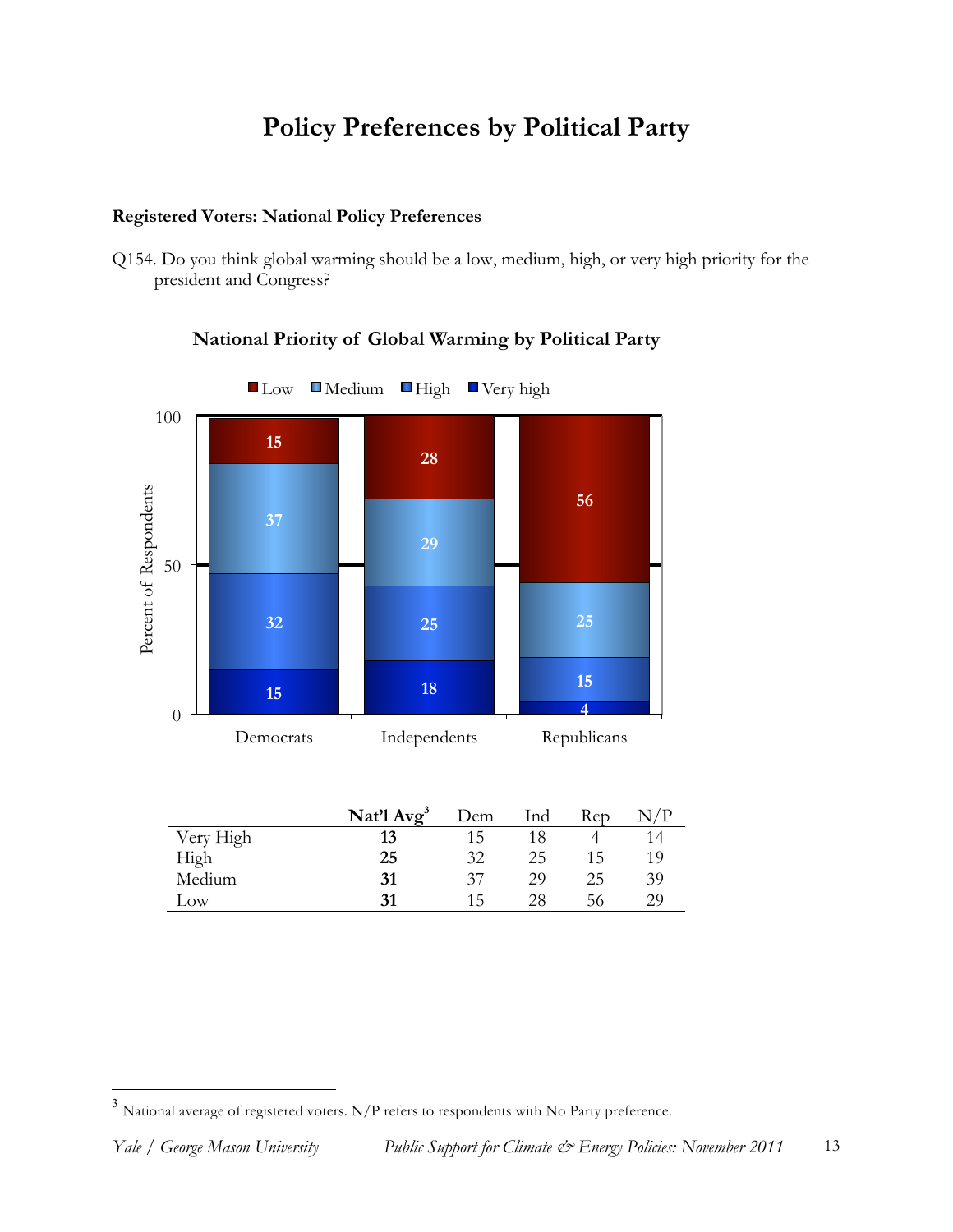# Policy Preferences by Political Party

**Registered Voters: National Policy Preferences**

Q154. Do you think global warming should be a low, medium, high, or very high priority for the president and Congress?

**National Priority of Global Warming by Political Party**

| | Democrats | Independents | Republicans |
|---|---|---|---|
| Low | 15 | 28 | 56 |
| Medium | 37 | 29 | 25 |
| High | 32 | 25 | 15 |
| Very high | 15 | 18 | 4 |

| | **Nat'l Avg**[3] | Dem | Ind | Rep | N/P |
|---|---|---|---|---|---|
| Very High | **13** | 15 | 18 | 4 | 14 |
| High | **25** | 32 | 25 | 15 | 19 |
| Medium | **31** | 37 | 29 | 25 | 39 |
| Low | **31** | 15 | 28 | 56 | 29 |

[3] National average of registered voters. N/P refers to respondents with No Party preference.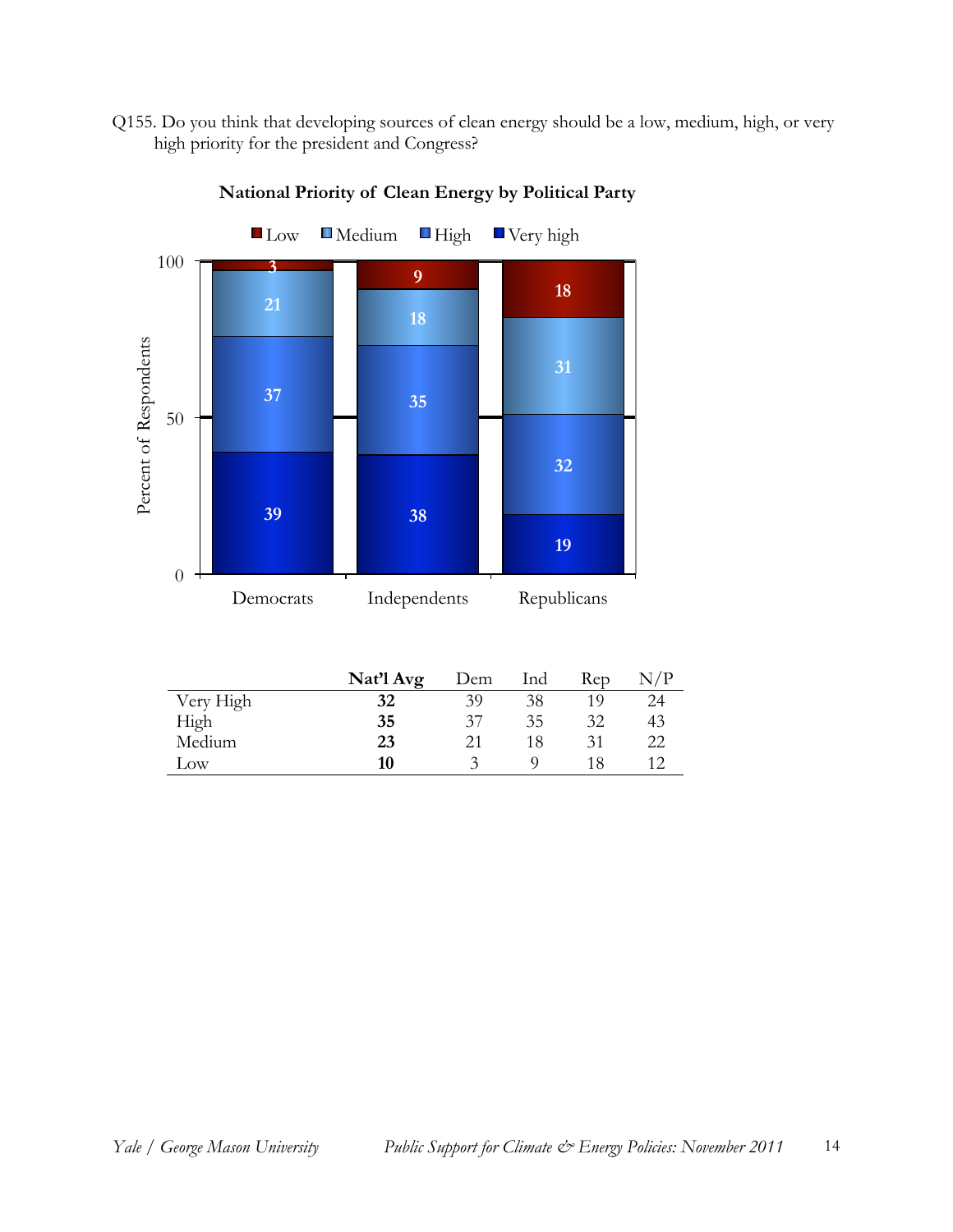Q155. Do you think that developing sources of clean energy should be a low, medium, high, or very high priority for the president and Congress?

**National Priority of Clean Energy by Political Party**

|  | **Nat'l Avg** | Dem | Ind | Rep | N/P |
|---|---|---|---|---|---|
| Very High | **32** | 39 | 38 | 19 | 24 |
| High | **35** | 37 | 35 | 32 | 43 |
| Medium | **23** | 21 | 18 | 31 | 22 |
| Low | **10** | 3 | 9 | 18 | 12 |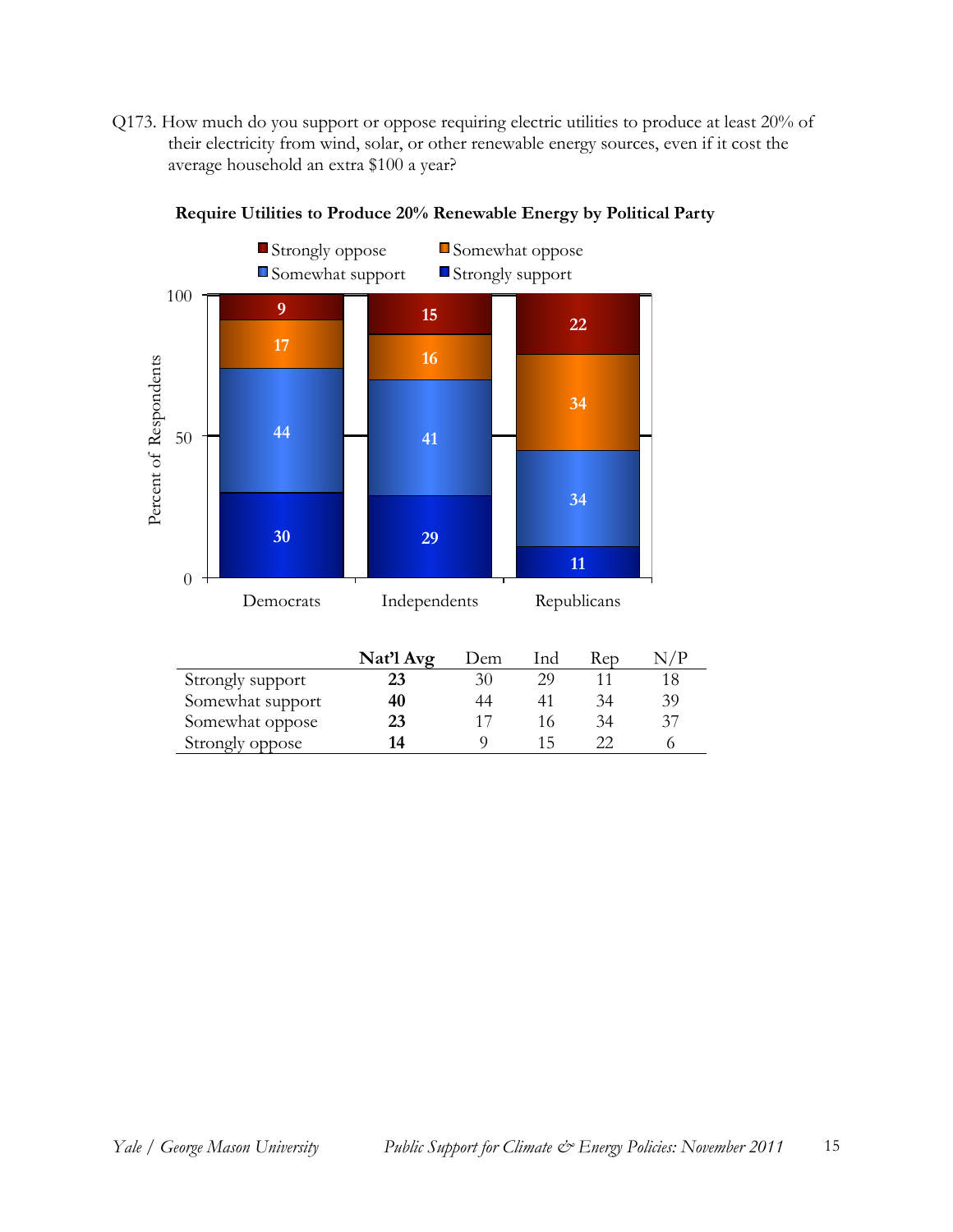Q173. How much do you support or oppose requiring electric utilities to produce at least 20% of their electricity from wind, solar, or other renewable energy sources, even if it cost the average household an extra $100 a year?

**Require Utilities to Produce 20% Renewable Energy by Political Party**

|  | **Nat'l Avg** | Dem | Ind | Rep | N/P |
|---|---|---|---|---|---|
| Strongly support | **23** | 30 | 29 | 11 | 18 |
| Somewhat support | **40** | 44 | 41 | 34 | 39 |
| Somewhat oppose | **23** | 17 | 16 | 34 | 37 |
| Strongly oppose | **14** | 9 | 15 | 22 | 6 |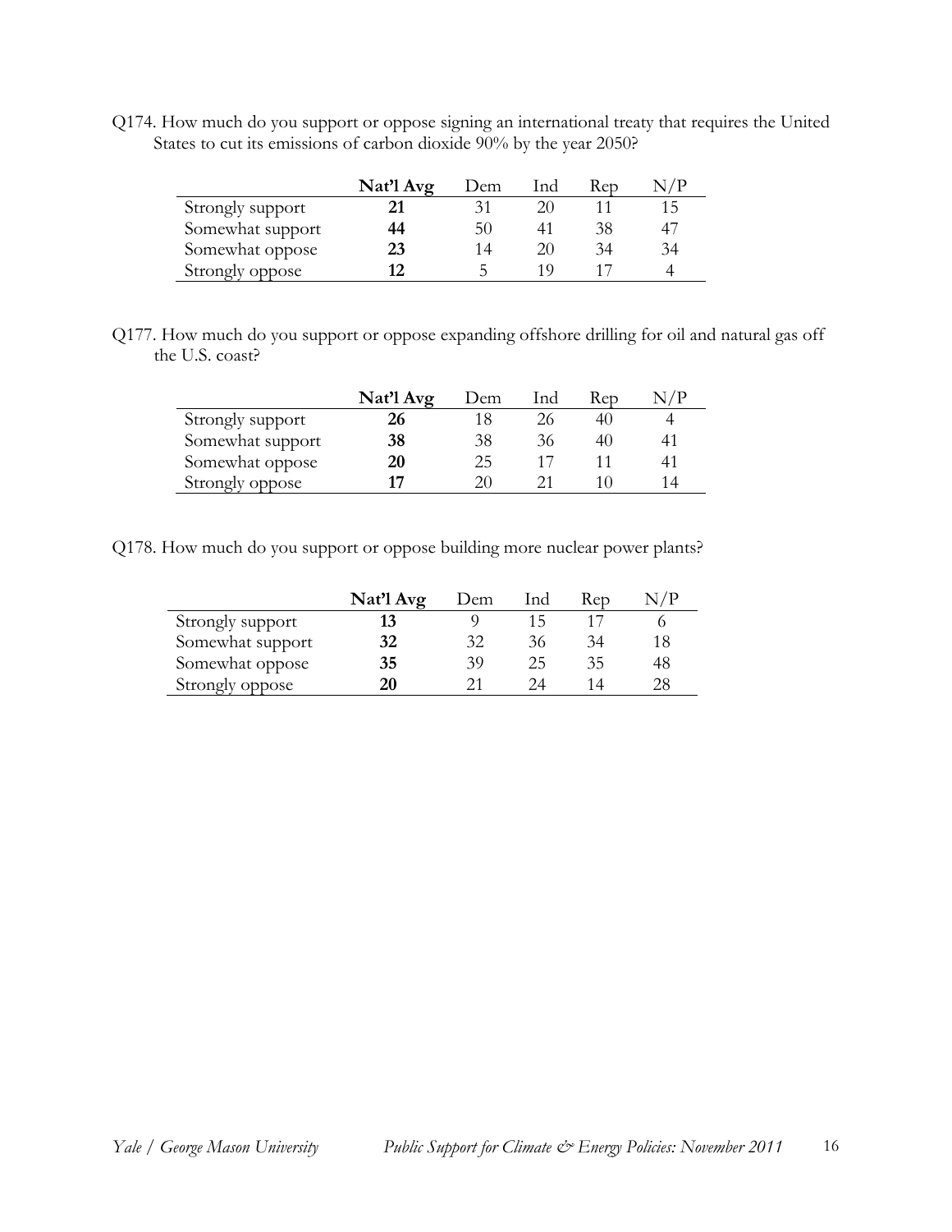Q174. How much do you support or oppose signing an international treaty that requires the United States to cut its emissions of carbon dioxide 90% by the year 2050?

| | **Nat'l Avg** | Dem | Ind | Rep | N/P |
|---|---|---|---|---|---|
| Strongly support | **21** | 31 | 20 | 11 | 15 |
| Somewhat support | **44** | 50 | 41 | 38 | 47 |
| Somewhat oppose | **23** | 14 | 20 | 34 | 34 |
| Strongly oppose | **12** | 5 | 19 | 17 | 4 |

Q177. How much do you support or oppose expanding offshore drilling for oil and natural gas off the U.S. coast?

| | **Nat'l Avg** | Dem | Ind | Rep | N/P |
|---|---|---|---|---|---|
| Strongly support | **26** | 18 | 26 | 40 | 4 |
| Somewhat support | **38** | 38 | 36 | 40 | 41 |
| Somewhat oppose | **20** | 25 | 17 | 11 | 41 |
| Strongly oppose | **17** | 20 | 21 | 10 | 14 |

Q178. How much do you support or oppose building more nuclear power plants?

| | **Nat'l Avg** | Dem | Ind | Rep | N/P |
|---|---|---|---|---|---|
| Strongly support | **13** | 9 | 15 | 17 | 6 |
| Somewhat support | **32** | 32 | 36 | 34 | 18 |
| Somewhat oppose | **35** | 39 | 25 | 35 | 48 |
| Strongly oppose | **20** | 21 | 24 | 14 | 28 |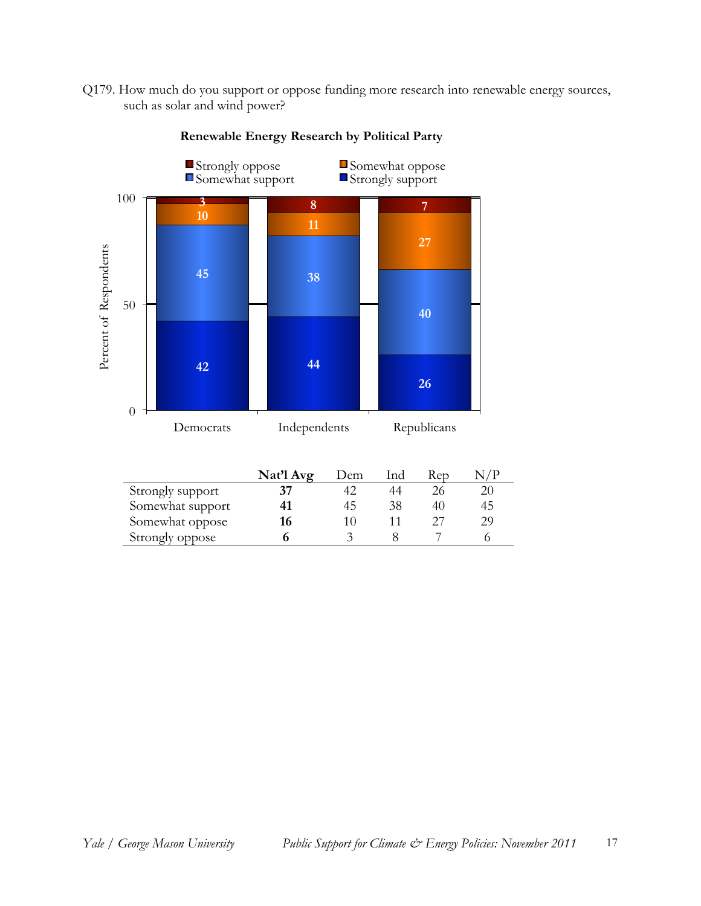Q179. How much do you support or oppose funding more research into renewable energy sources, such as solar and wind power?

**Renewable Energy Research by Political Party**

| | **Nat'l Avg** | Dem | Ind | Rep | N/P |
|---|---|---|---|---|---|
| Strongly support | **37** | 42 | 44 | 26 | 20 |
| Somewhat support | **41** | 45 | 38 | 40 | 45 |
| Somewhat oppose | **16** | 10 | 11 | 27 | 29 |
| Strongly oppose | **6** | 3 | 8 | 7 | 6 |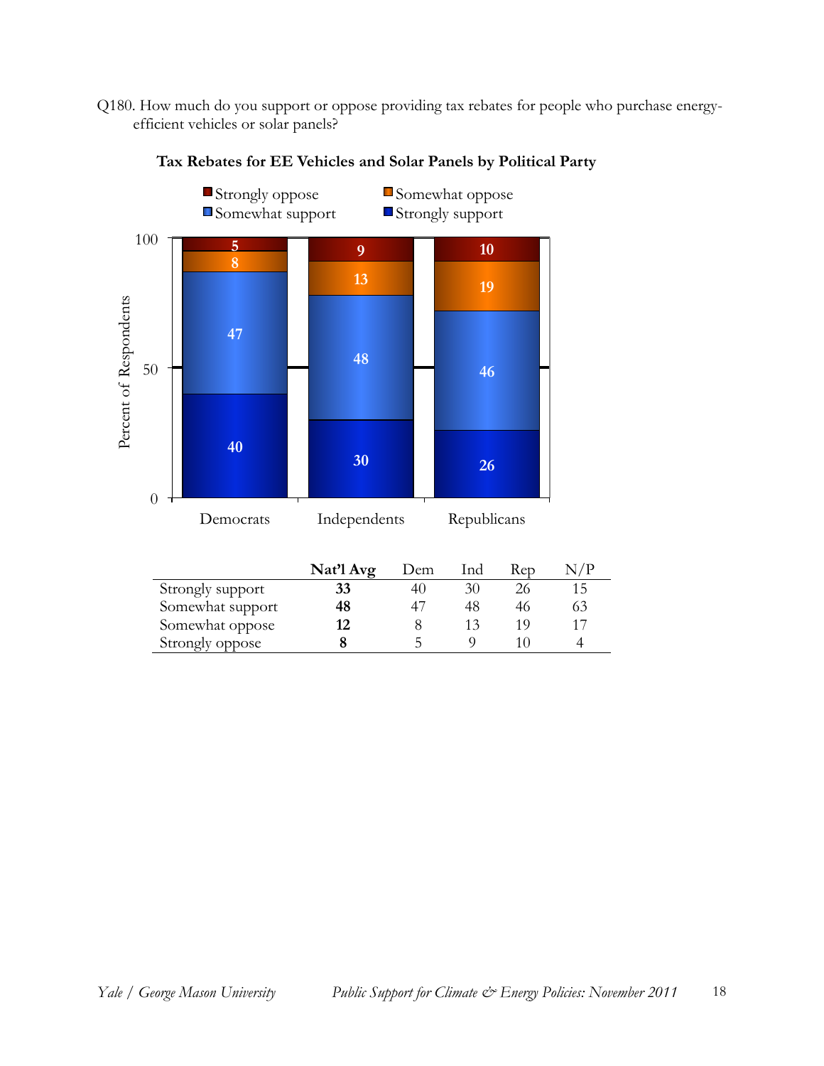Q180. How much do you support or oppose providing tax rebates for people who purchase energy-efficient vehicles or solar panels?

**Tax Rebates for EE Vehicles and Solar Panels by Political Party**

| | **Nat'l Avg** | Dem | Ind | Rep | N/P |
|---|---|---|---|---|---|
| Strongly support | **33** | 40 | 30 | 26 | 15 |
| Somewhat support | **48** | 47 | 48 | 46 | 63 |
| Somewhat oppose | **12** | 8 | 13 | 19 | 17 |
| Strongly oppose | **8** | 5 | 9 | 10 | 4 |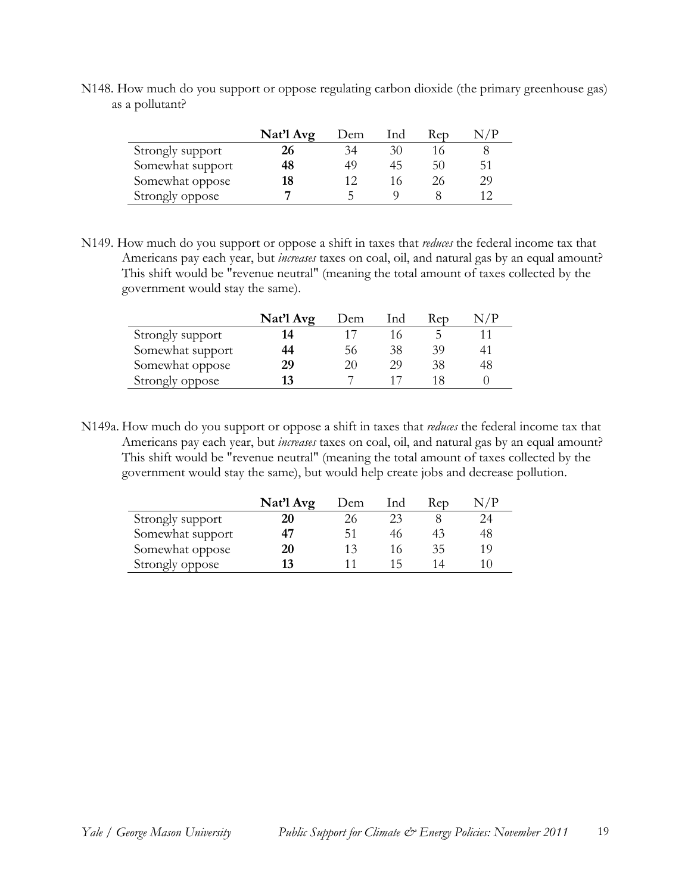N148. How much do you support or oppose regulating carbon dioxide (the primary greenhouse gas) as a pollutant?

| | **Nat'l Avg** | Dem | Ind | Rep | N/P |
|---|---|---|---|---|---|
| Strongly support | **26** | 34 | 30 | 16 | 8 |
| Somewhat support | **48** | 49 | 45 | 50 | 51 |
| Somewhat oppose | **18** | 12 | 16 | 26 | 29 |
| Strongly oppose | **7** | 5 | 9 | 8 | 12 |

N149. How much do you support or oppose a shift in taxes that *reduces* the federal income tax that Americans pay each year, but *increases* taxes on coal, oil, and natural gas by an equal amount? This shift would be "revenue neutral" (meaning the total amount of taxes collected by the government would stay the same).

| | **Nat'l Avg** | Dem | Ind | Rep | N/P |
|---|---|---|---|---|---|
| Strongly support | **14** | 17 | 16 | 5 | 11 |
| Somewhat support | **44** | 56 | 38 | 39 | 41 |
| Somewhat oppose | **29** | 20 | 29 | 38 | 48 |
| Strongly oppose | **13** | 7 | 17 | 18 | 0 |

N149a. How much do you support or oppose a shift in taxes that *reduces* the federal income tax that Americans pay each year, but *increases* taxes on coal, oil, and natural gas by an equal amount? This shift would be "revenue neutral" (meaning the total amount of taxes collected by the government would stay the same), but would help create jobs and decrease pollution.

| | **Nat'l Avg** | Dem | Ind | Rep | N/P |
|---|---|---|---|---|---|
| Strongly support | **20** | 26 | 23 | 8 | 24 |
| Somewhat support | **47** | 51 | 46 | 43 | 48 |
| Somewhat oppose | **20** | 13 | 16 | 35 | 19 |
| Strongly oppose | **13** | 11 | 15 | 14 | 10 |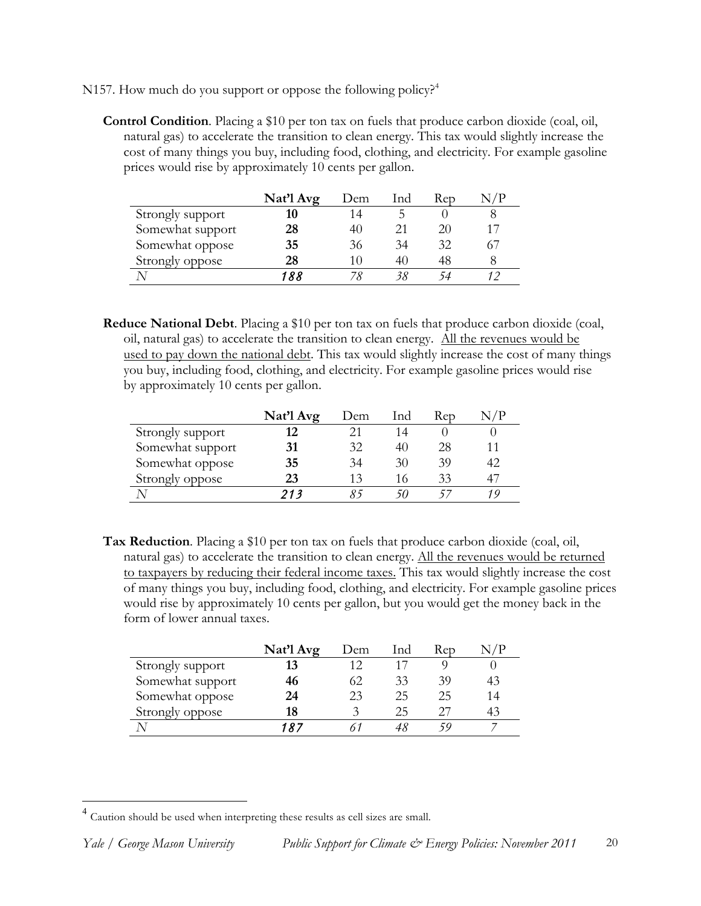N157. How much do you support or oppose the following policy?[4]

**Control Condition**. Placing a $10 per ton tax on fuels that produce carbon dioxide (coal, oil, natural gas) to accelerate the transition to clean energy. This tax would slightly increase the cost of many things you buy, including food, clothing, and electricity. For example gasoline prices would rise by approximately 10 cents per gallon.

| | Nat'l Avg | Dem | Ind | Rep | N/P |
|---|---|---|---|---|---|
| Strongly support | **10** | 14 | 5 | 0 | 8 |
| Somewhat support | **28** | 40 | 21 | 20 | 17 |
| Somewhat oppose | **35** | 36 | 34 | 32 | 67 |
| Strongly oppose | **28** | 10 | 40 | 48 | 8 |
| *N* | ***188*** | *78* | *38* | *54* | *12* |

**Reduce National Debt**. Placing a $10 per ton tax on fuels that produce carbon dioxide (coal, oil, natural gas) to accelerate the transition to clean energy. <u>All the revenues would be used to pay down the national debt</u>. This tax would slightly increase the cost of many things you buy, including food, clothing, and electricity. For example gasoline prices would rise by approximately 10 cents per gallon.

| | Nat'l Avg | Dem | Ind | Rep | N/P |
|---|---|---|---|---|---|
| Strongly support | **12** | 21 | 14 | 0 | 0 |
| Somewhat support | **31** | 32 | 40 | 28 | 11 |
| Somewhat oppose | **35** | 34 | 30 | 39 | 42 |
| Strongly oppose | **23** | 13 | 16 | 33 | 47 |
| *N* | ***213*** | *85* | *50* | *57* | *19* |

**Tax Reduction**. Placing a $10 per ton tax on fuels that produce carbon dioxide (coal, oil, natural gas) to accelerate the transition to clean energy. <u>All the revenues would be returned to taxpayers by reducing their federal income taxes.</u> This tax would slightly increase the cost of many things you buy, including food, clothing, and electricity. For example gasoline prices would rise by approximately 10 cents per gallon, but you would get the money back in the form of lower annual taxes.

| | Nat'l Avg | Dem | Ind | Rep | N/P |
|---|---|---|---|---|---|
| Strongly support | **13** | 12 | 17 | 9 | 0 |
| Somewhat support | **46** | 62 | 33 | 39 | 43 |
| Somewhat oppose | **24** | 23 | 25 | 25 | 14 |
| Strongly oppose | **18** | 3 | 25 | 27 | 43 |
| *N* | ***187*** | *61* | *48* | *59* | *7* |

[4] Caution should be used when interpreting these results as cell sizes are small.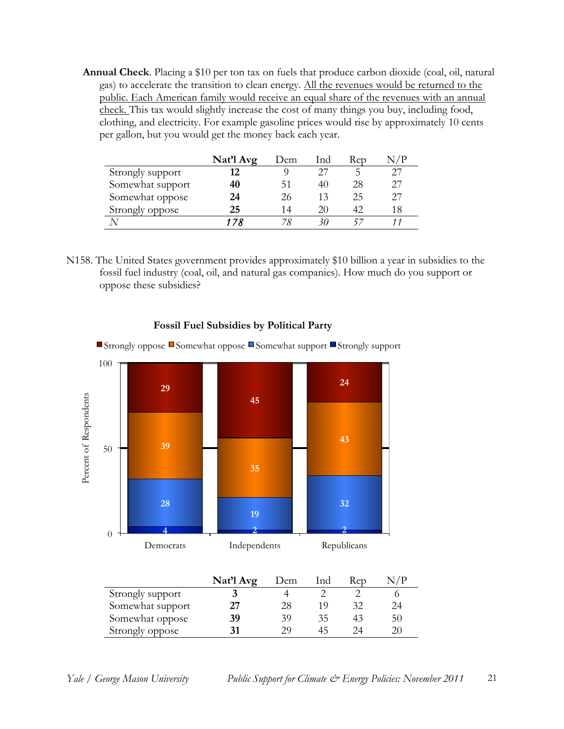**Annual Check**. Placing a $10 per ton tax on fuels that produce carbon dioxide (coal, oil, natural gas) to accelerate the transition to clean energy. All the revenues would be returned to the public. Each American family would receive an equal share of the revenues with an annual check. This tax would slightly increase the cost of many things you buy, including food, clothing, and electricity. For example gasoline prices would rise by approximately 10 cents per gallon, but you would get the money back each year.

| | **Nat'l Avg** | Dem | Ind | Rep | N/P |
|---|---|---|---|---|---|
| Strongly support | **12** | 9 | 27 | 5 | 27 |
| Somewhat support | **40** | 51 | 40 | 28 | 27 |
| Somewhat oppose | **24** | 26 | 13 | 25 | 27 |
| Strongly oppose | **25** | 14 | 20 | 42 | 18 |
| *N* | ***178*** | *78* | *30* | *57* | *11* |

N158. The United States government provides approximately $10 billion a year in subsidies to the fossil fuel industry (coal, oil, and natural gas companies). How much do you support or oppose these subsidies?

**Fossil Fuel Subsidies by Political Party**

| | Democrats | Independents | Republicans |
|---|---|---|---|
| Strongly oppose | 29 | 45 | 24 |
| Somewhat oppose | 39 | 35 | 43 |
| Somewhat support | 28 | 19 | 32 |
| Strongly support | 4 | 2 | 2 |

| | **Nat'l Avg** | Dem | Ind | Rep | N/P |
|---|---|---|---|---|---|
| Strongly support | **3** | 4 | 2 | 2 | 6 |
| Somewhat support | **27** | 28 | 19 | 32 | 24 |
| Somewhat oppose | **39** | 39 | 35 | 43 | 50 |
| Strongly oppose | **31** | 29 | 45 | 24 | 20 |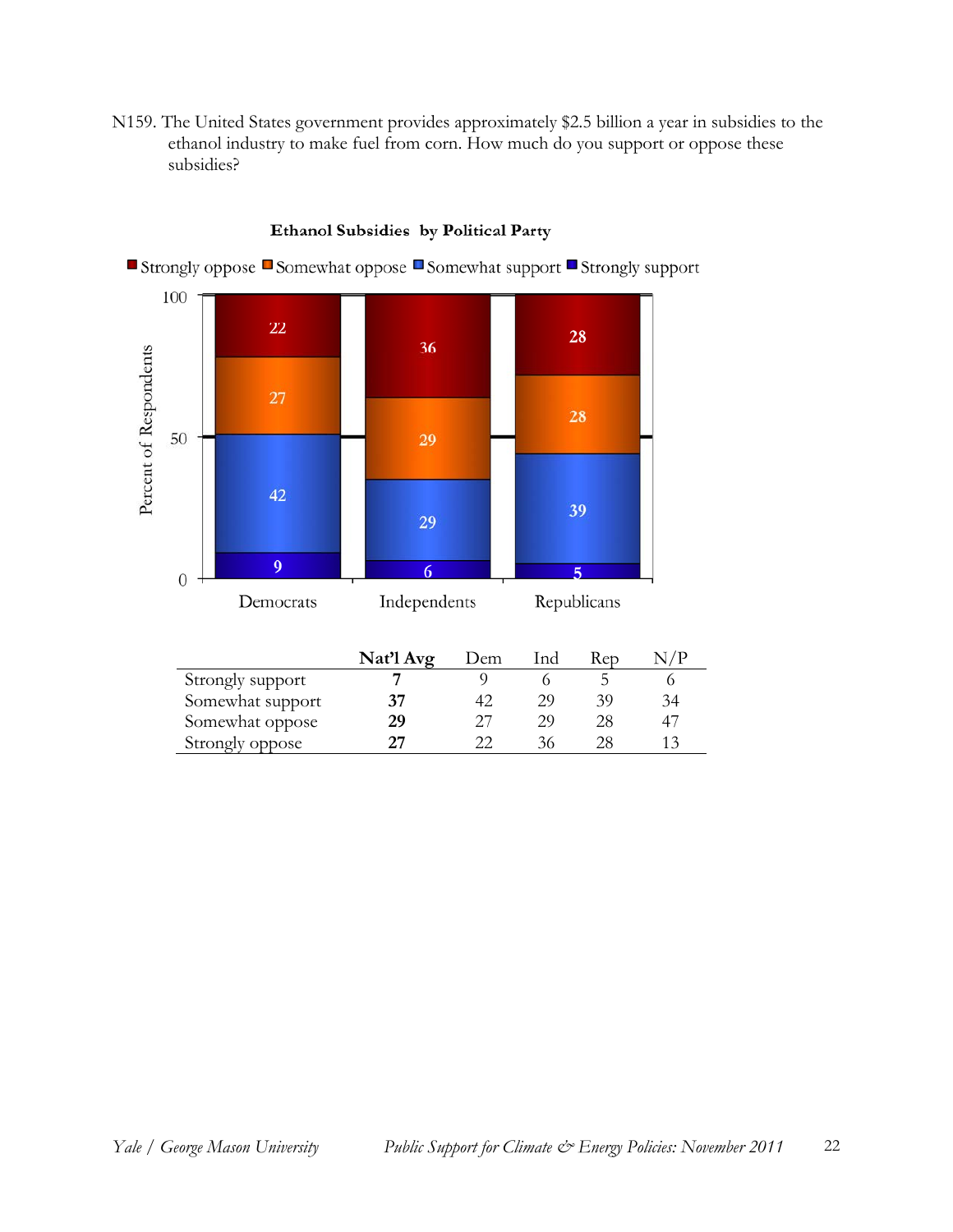N159. The United States government provides approximately $2.5 billion a year in subsidies to the ethanol industry to make fuel from corn. How much do you support or oppose these subsidies?

**Ethanol Subsidies by Political Party**

|  | Nat'l Avg | Dem | Ind | Rep | N/P |
|---|---|---|---|---|---|
| Strongly support | **7** | 9 | 6 | 5 | 6 |
| Somewhat support | **37** | 42 | 29 | 39 | 34 |
| Somewhat oppose | **29** | 27 | 29 | 28 | 47 |
| Strongly oppose | **27** | 22 | 36 | 28 | 13 |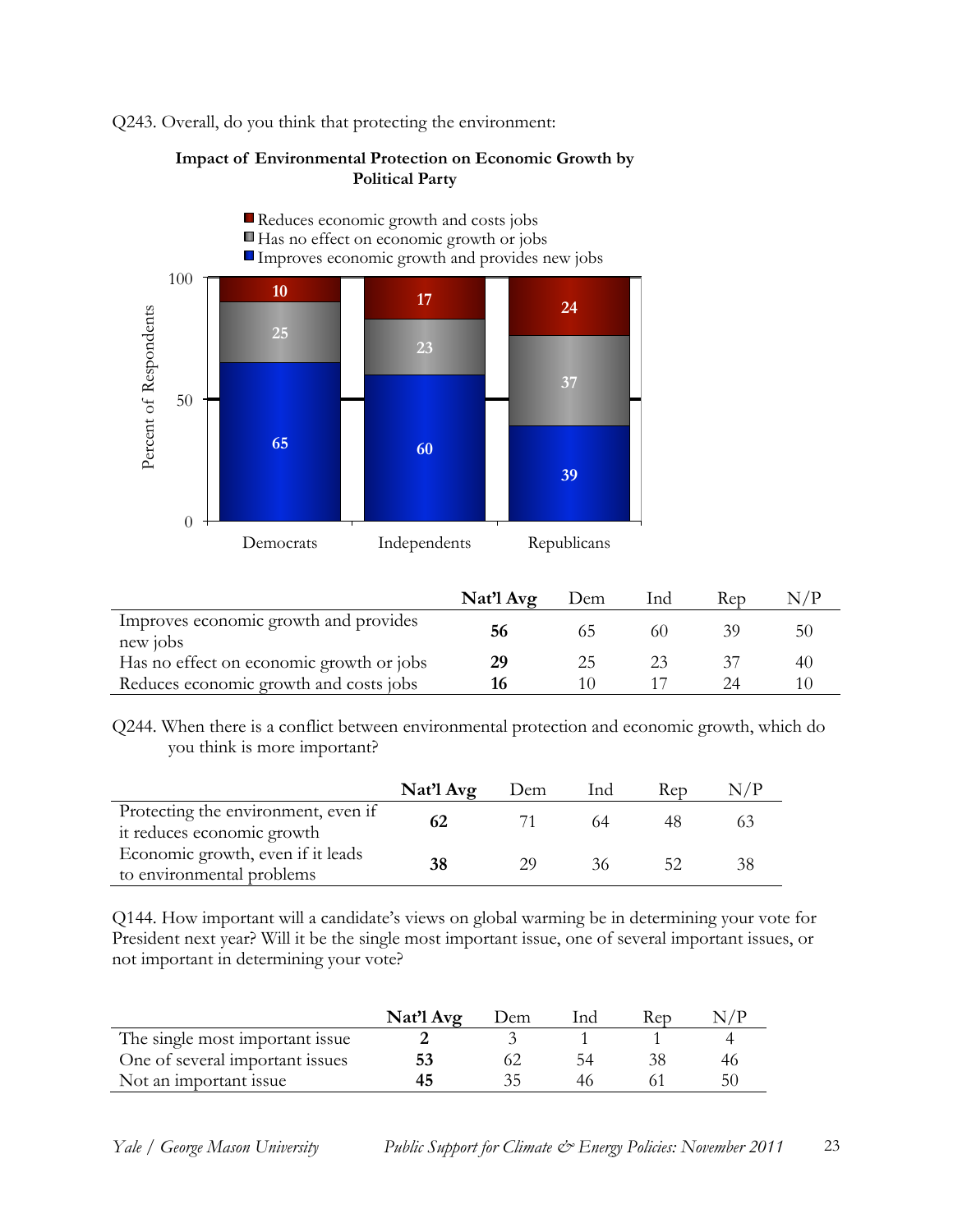Q243. Overall, do you think that protecting the environment:

**Impact of Environmental Protection on Economic Growth by Political Party**

| | Democrats | Independents | Republicans |
|---|---|---|---|
| Reduces economic growth and costs jobs | 10 | 17 | 24 |
| Has no effect on economic growth or jobs | 25 | 23 | 37 |
| Improves economic growth and provides new jobs | 65 | 60 | 39 |

| | **Nat'l Avg** | Dem | Ind | Rep | N/P |
|---|---|---|---|---|---|
| Improves economic growth and provides new jobs | **56** | 65 | 60 | 39 | 50 |
| Has no effect on economic growth or jobs | **29** | 25 | 23 | 37 | 40 |
| Reduces economic growth and costs jobs | **16** | 10 | 17 | 24 | 10 |

Q244. When there is a conflict between environmental protection and economic growth, which do you think is more important?

| | **Nat'l Avg** | Dem | Ind | Rep | N/P |
|---|---|---|---|---|---|
| Protecting the environment, even if it reduces economic growth | **62** | 71 | 64 | 48 | 63 |
| Economic growth, even if it leads to environmental problems | **38** | 29 | 36 | 52 | 38 |

Q144. How important will a candidate's views on global warming be in determining your vote for President next year? Will it be the single most important issue, one of several important issues, or not important in determining your vote?

| | **Nat'l Avg** | Dem | Ind | Rep | N/P |
|---|---|---|---|---|---|
| The single most important issue | **2** | 3 | 1 | 1 | 4 |
| One of several important issues | **53** | 62 | 54 | 38 | 46 |
| Not an important issue | **45** | 35 | 46 | 61 | 50 |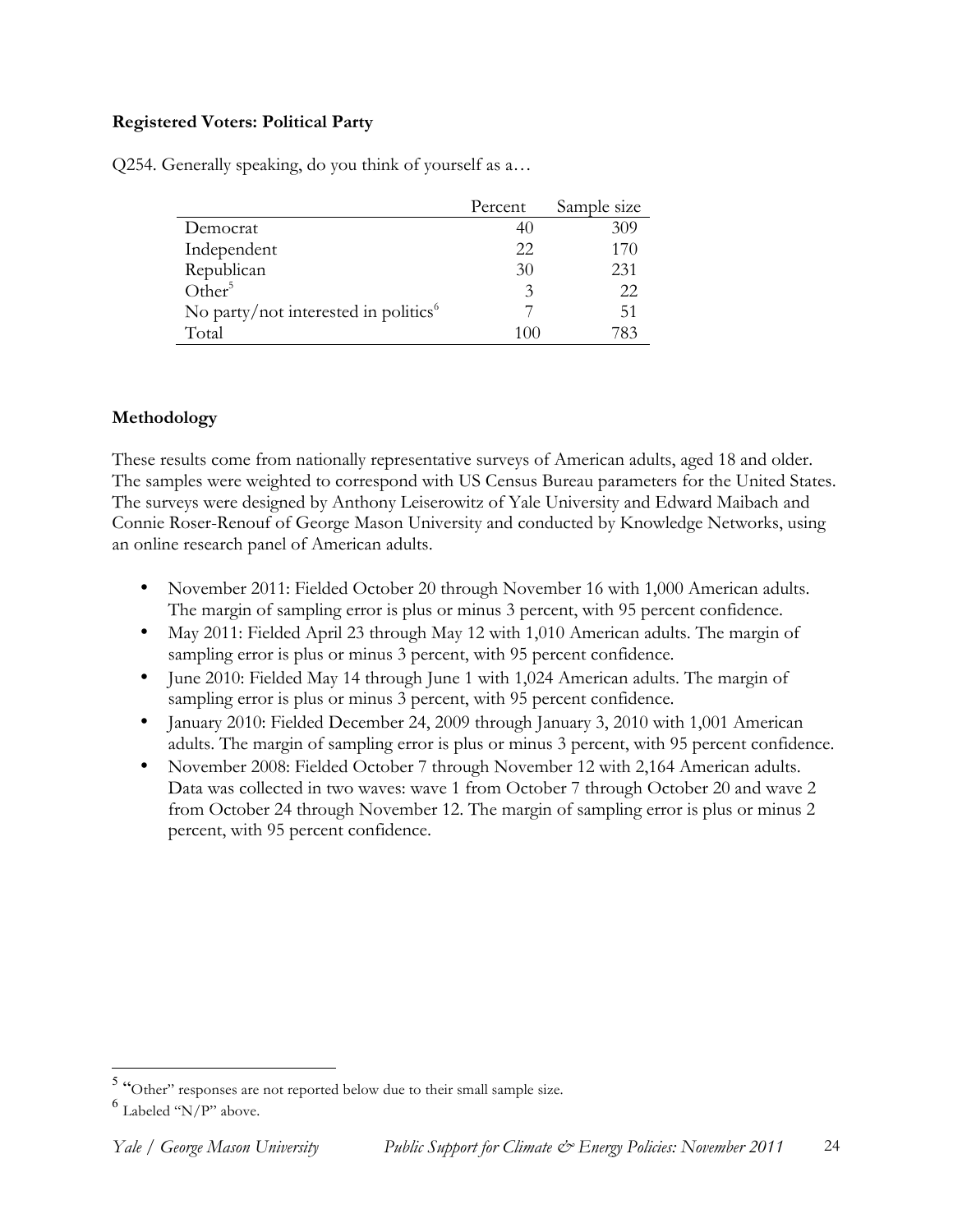**Registered Voters: Political Party**

Q254. Generally speaking, do you think of yourself as a…

| | Percent | Sample size |
|---|---|---|
| Democrat | 40 | 309 |
| Independent | 22 | 170 |
| Republican | 30 | 231 |
| Other[5] | 3 | 22 |
| No party/not interested in politics[6] | 7 | 51 |
| Total | 100 | 783 |

**Methodology**

These results come from nationally representative surveys of American adults, aged 18 and older. The samples were weighted to correspond with US Census Bureau parameters for the United States. The surveys were designed by Anthony Leiserowitz of Yale University and Edward Maibach and Connie Roser-Renouf of George Mason University and conducted by Knowledge Networks, using an online research panel of American adults.

- November 2011: Fielded October 20 through November 16 with 1,000 American adults. The margin of sampling error is plus or minus 3 percent, with 95 percent confidence.
- May 2011: Fielded April 23 through May 12 with 1,010 American adults. The margin of sampling error is plus or minus 3 percent, with 95 percent confidence.
- June 2010: Fielded May 14 through June 1 with 1,024 American adults. The margin of sampling error is plus or minus 3 percent, with 95 percent confidence.
- January 2010: Fielded December 24, 2009 through January 3, 2010 with 1,001 American adults. The margin of sampling error is plus or minus 3 percent, with 95 percent confidence.
- November 2008: Fielded October 7 through November 12 with 2,164 American adults. Data was collected in two waves: wave 1 from October 7 through October 20 and wave 2 from October 24 through November 12. The margin of sampling error is plus or minus 2 percent, with 95 percent confidence.

[5] "Other" responses are not reported below due to their small sample size.

[6] Labeled "N/P" above.